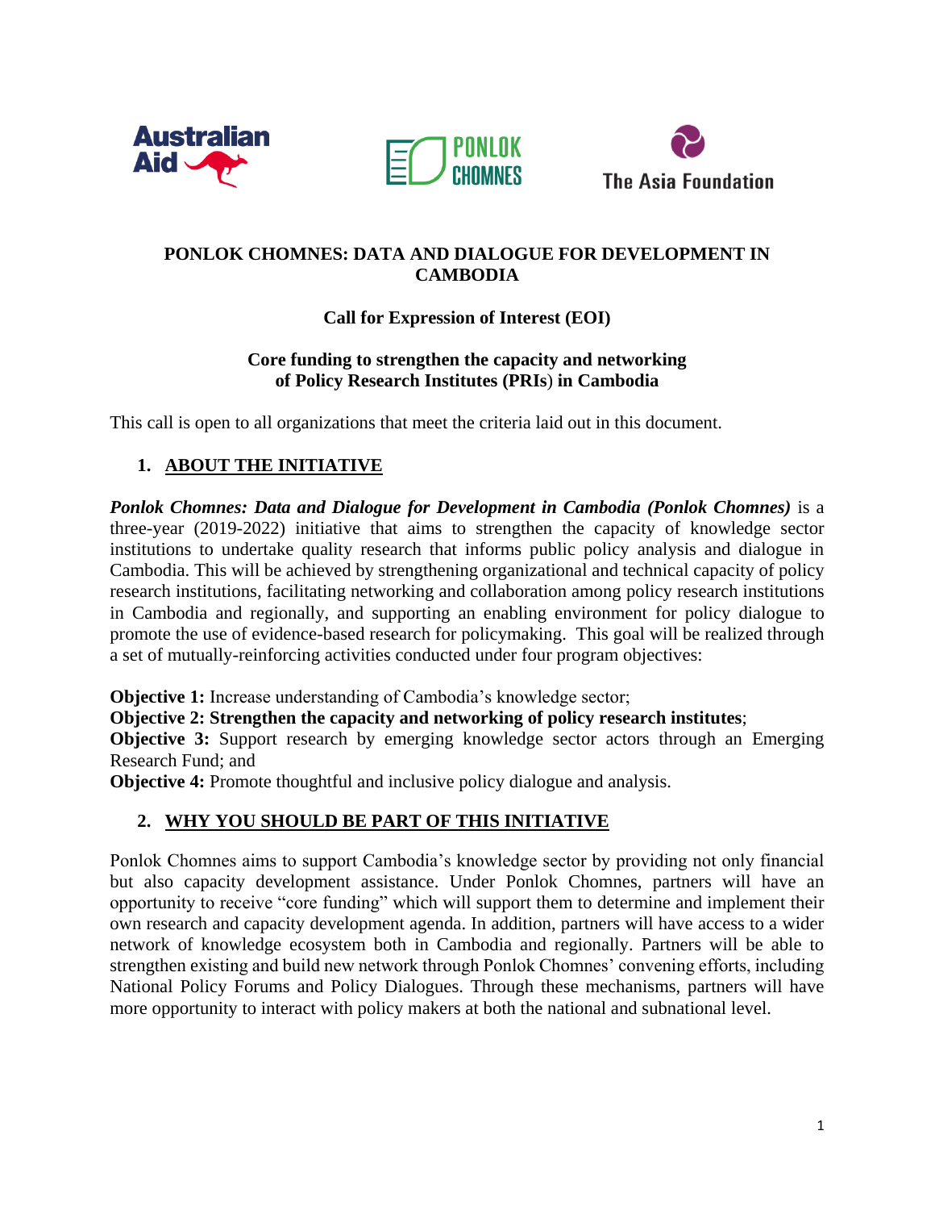# PONLOK CHOMNES: DATA AND DIALOGUE FOR DEVELOPMENT IN CAMBODIA

## Call for Expression of Interest (EOI)

### Core funding to strengthen the capacity and networking of Policy Research Institutes (PRIs) in Cambodia

This call is open to all organizations that meet the criteria laid out in this document.

## 1. ABOUT THE INITIATIVE

***Ponlok Chomnes: Data and Dialogue for Development in Cambodia (Ponlok Chomnes)*** is a three-year (2019-2022) initiative that aims to strengthen the capacity of knowledge sector institutions to undertake quality research that informs public policy analysis and dialogue in Cambodia. This will be achieved by strengthening organizational and technical capacity of policy research institutions, facilitating networking and collaboration among policy research institutions in Cambodia and regionally, and supporting an enabling environment for policy dialogue to promote the use of evidence-based research for policymaking. This goal will be realized through a set of mutually-reinforcing activities conducted under four program objectives:

**Objective 1:** Increase understanding of Cambodia's knowledge sector;
**Objective 2: Strengthen the capacity and networking of policy research institutes**;
**Objective 3:** Support research by emerging knowledge sector actors through an Emerging Research Fund; and
**Objective 4:** Promote thoughtful and inclusive policy dialogue and analysis.

## 2. WHY YOU SHOULD BE PART OF THIS INITIATIVE

Ponlok Chomnes aims to support Cambodia's knowledge sector by providing not only financial but also capacity development assistance. Under Ponlok Chomnes, partners will have an opportunity to receive "core funding" which will support them to determine and implement their own research and capacity development agenda. In addition, partners will have access to a wider network of knowledge ecosystem both in Cambodia and regionally. Partners will be able to strengthen existing and build new network through Ponlok Chomnes' convening efforts, including National Policy Forums and Policy Dialogues. Through these mechanisms, partners will have more opportunity to interact with policy makers at both the national and subnational level.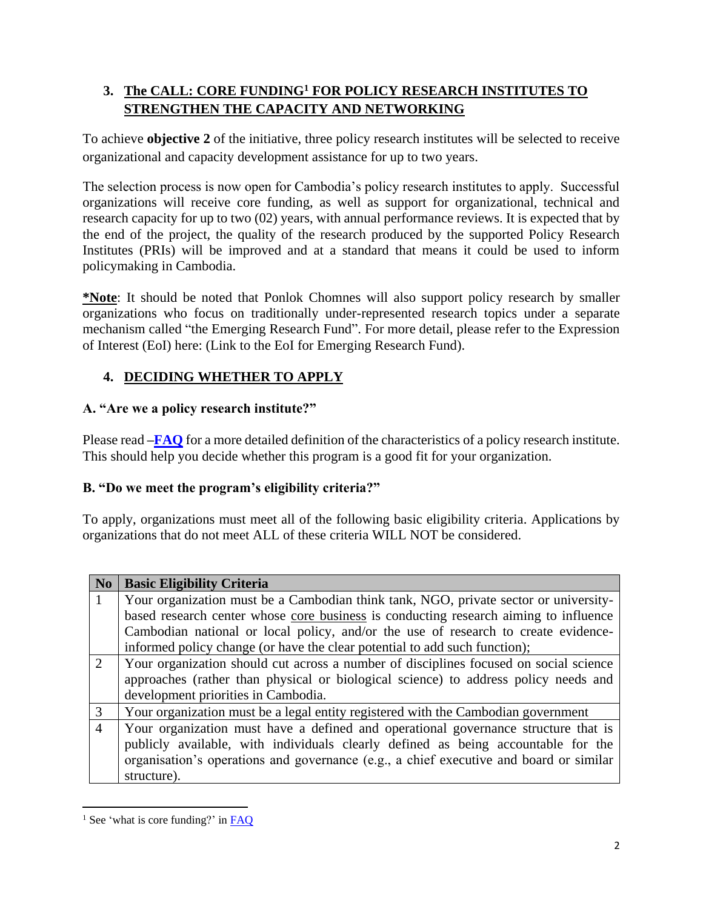## 3. The CALL: CORE FUNDING[1] FOR POLICY RESEARCH INSTITUTES TO STRENGTHEN THE CAPACITY AND NETWORKING

To achieve **objective 2** of the initiative, three policy research institutes will be selected to receive organizational and capacity development assistance for up to two years.

The selection process is now open for Cambodia's policy research institutes to apply. Successful organizations will receive core funding, as well as support for organizational, technical and research capacity for up to two (02) years, with annual performance reviews. It is expected that by the end of the project, the quality of the research produced by the supported Policy Research Institutes (PRIs) will be improved and at a standard that means it could be used to inform policymaking in Cambodia.

***Note**: It should be noted that Ponlok Chomnes will also support policy research by smaller organizations who focus on traditionally under-represented research topics under a separate mechanism called "the Emerging Research Fund". For more detail, please refer to the Expression of Interest (EoI) here: (Link to the EoI for Emerging Research Fund).

## 4. DECIDING WHETHER TO APPLY

### A. "Are we a policy research institute?"

Please read –**FAQ** for a more detailed definition of the characteristics of a policy research institute. This should help you decide whether this program is a good fit for your organization.

### B. "Do we meet the program's eligibility criteria?"

To apply, organizations must meet all of the following basic eligibility criteria. Applications by organizations that do not meet ALL of these criteria WILL NOT be considered.

| No | Basic Eligibility Criteria |
|---|---|
| 1 | Your organization must be a Cambodian think tank, NGO, private sector or university-based research center whose core business is conducting research aiming to influence Cambodian national or local policy, and/or the use of research to create evidence-informed policy change (or have the clear potential to add such function); |
| 2 | Your organization should cut across a number of disciplines focused on social science approaches (rather than physical or biological science) to address policy needs and development priorities in Cambodia. |
| 3 | Your organization must be a legal entity registered with the Cambodian government |
| 4 | Your organization must have a defined and operational governance structure that is publicly available, with individuals clearly defined as being accountable for the organisation's operations and governance (e.g., a chief executive and board or similar structure). |

[1] See 'what is core funding?' in FAQ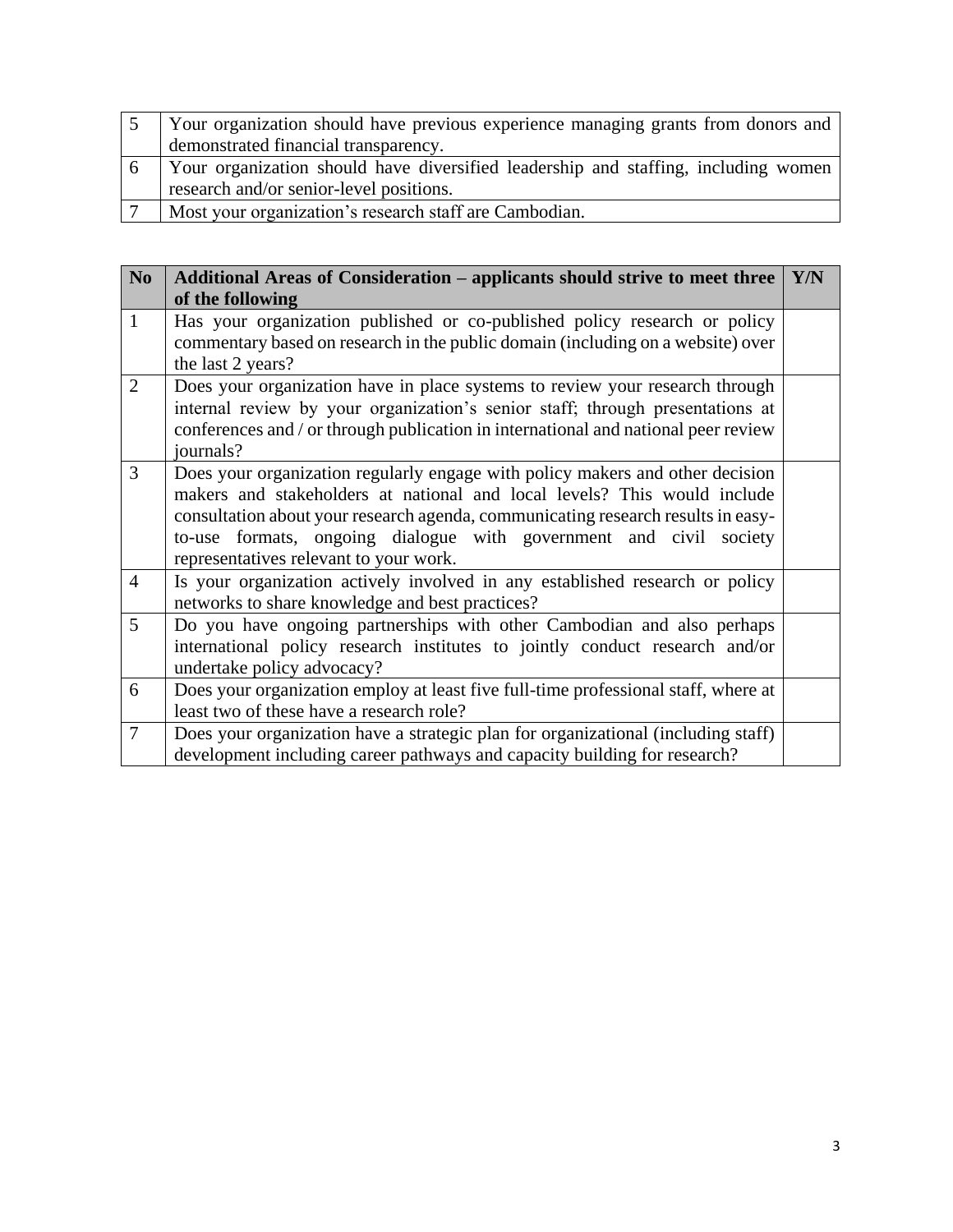| | |
|---|---|
| 5 | Your organization should have previous experience managing grants from donors and demonstrated financial transparency. |
| 6 | Your organization should have diversified leadership and staffing, including women research and/or senior-level positions. |
| 7 | Most your organization's research staff are Cambodian. |

| **No** | **Additional Areas of Consideration – applicants should strive to meet three of the following** | **Y/N** |
|---|---|---|
| 1 | Has your organization published or co-published policy research or policy commentary based on research in the public domain (including on a website) over the last 2 years? | |
| 2 | Does your organization have in place systems to review your research through internal review by your organization's senior staff; through presentations at conferences and / or through publication in international and national peer review journals? | |
| 3 | Does your organization regularly engage with policy makers and other decision makers and stakeholders at national and local levels? This would include consultation about your research agenda, communicating research results in easy-to-use formats, ongoing dialogue with government and civil society representatives relevant to your work. | |
| 4 | Is your organization actively involved in any established research or policy networks to share knowledge and best practices? | |
| 5 | Do you have ongoing partnerships with other Cambodian and also perhaps international policy research institutes to jointly conduct research and/or undertake policy advocacy? | |
| 6 | Does your organization employ at least five full-time professional staff, where at least two of these have a research role? | |
| 7 | Does your organization have a strategic plan for organizational (including staff) development including career pathways and capacity building for research? | |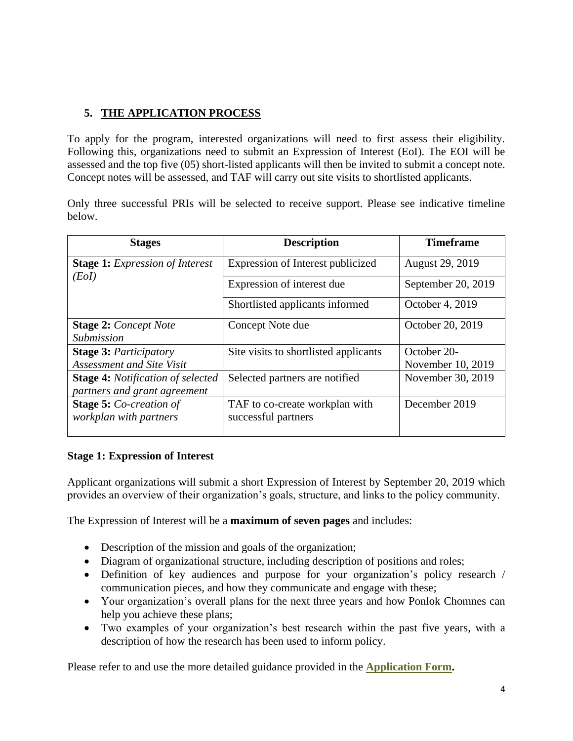## 5. THE APPLICATION PROCESS

To apply for the program, interested organizations will need to first assess their eligibility. Following this, organizations need to submit an Expression of Interest (EoI). The EOI will be assessed and the top five (05) short-listed applicants will then be invited to submit a concept note. Concept notes will be assessed, and TAF will carry out site visits to shortlisted applicants.

Only three successful PRIs will be selected to receive support. Please see indicative timeline below.

| Stages | Description | Timeframe |
| --- | --- | --- |
| **Stage 1:** *Expression of Interest (EoI)* | Expression of Interest publicized | August 29, 2019 |
| | Expression of interest due | September 20, 2019 |
| | Shortlisted applicants informed | October 4, 2019 |
| **Stage 2:** *Concept Note Submission* | Concept Note due | October 20, 2019 |
| **Stage 3:** *Participatory Assessment and Site Visit* | Site visits to shortlisted applicants | October 20-November 10, 2019 |
| **Stage 4:** *Notification of selected partners and grant agreement* | Selected partners are notified | November 30, 2019 |
| **Stage 5:** *Co-creation of workplan with partners* | TAF to co-create workplan with successful partners | December 2019 |

### Stage 1: Expression of Interest

Applicant organizations will submit a short Expression of Interest by September 20, 2019 which provides an overview of their organization's goals, structure, and links to the policy community.

The Expression of Interest will be a **maximum of seven pages** and includes:

- Description of the mission and goals of the organization;
- Diagram of organizational structure, including description of positions and roles;
- Definition of key audiences and purpose for your organization's policy research / communication pieces, and how they communicate and engage with these;
- Your organization's overall plans for the next three years and how Ponlok Chomnes can help you achieve these plans;
- Two examples of your organization's best research within the past five years, with a description of how the research has been used to inform policy.

Please refer to and use the more detailed guidance provided in the **Application Form.**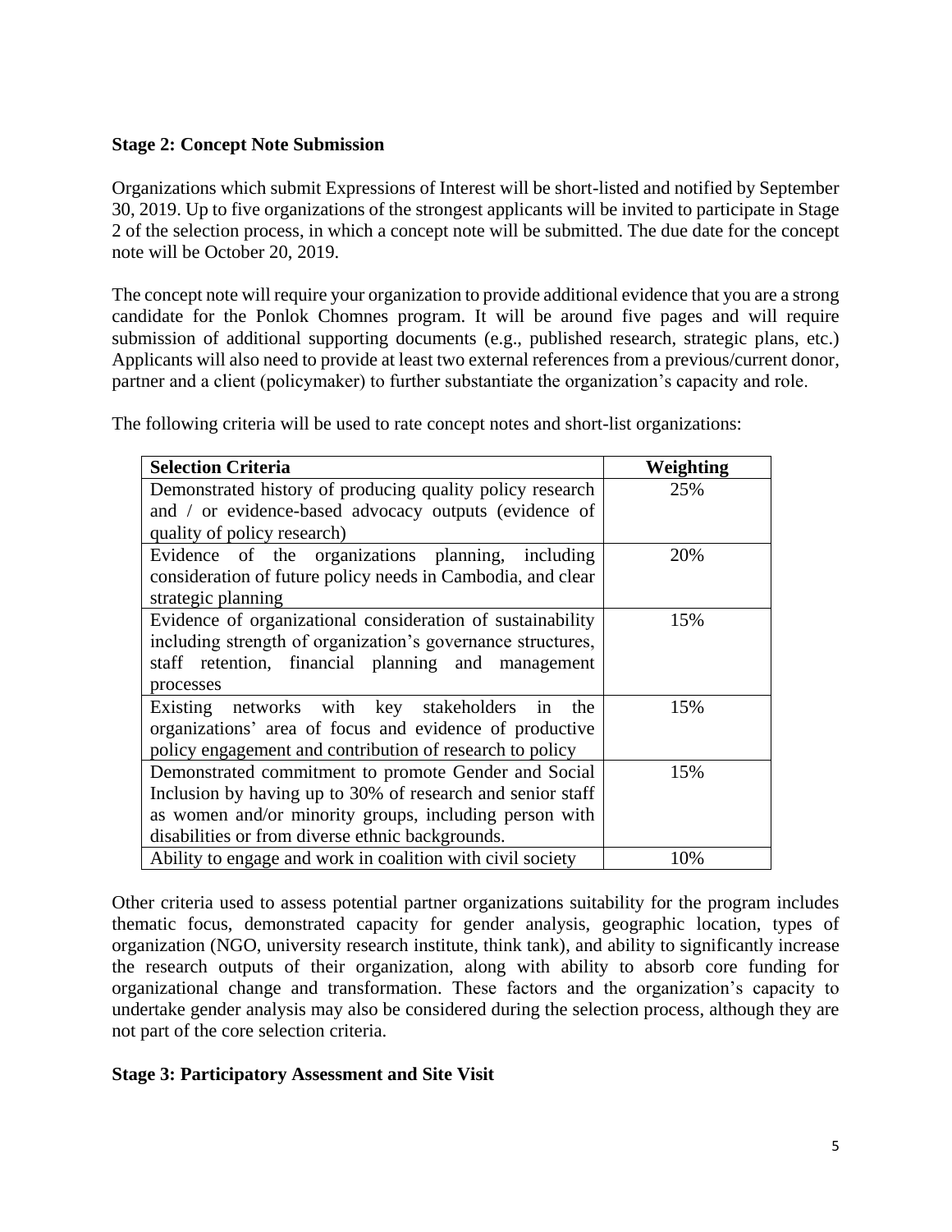**Stage 2: Concept Note Submission**

Organizations which submit Expressions of Interest will be short-listed and notified by September 30, 2019. Up to five organizations of the strongest applicants will be invited to participate in Stage 2 of the selection process, in which a concept note will be submitted. The due date for the concept note will be October 20, 2019.

The concept note will require your organization to provide additional evidence that you are a strong candidate for the Ponlok Chomnes program. It will be around five pages and will require submission of additional supporting documents (e.g., published research, strategic plans, etc.) Applicants will also need to provide at least two external references from a previous/current donor, partner and a client (policymaker) to further substantiate the organization's capacity and role.

The following criteria will be used to rate concept notes and short-list organizations:

| Selection Criteria | Weighting |
| --- | --- |
| Demonstrated history of producing quality policy research and / or evidence-based advocacy outputs (evidence of quality of policy research) | 25% |
| Evidence of the organizations planning, including consideration of future policy needs in Cambodia, and clear strategic planning | 20% |
| Evidence of organizational consideration of sustainability including strength of organization's governance structures, staff retention, financial planning and management processes | 15% |
| Existing networks with key stakeholders in the organizations' area of focus and evidence of productive policy engagement and contribution of research to policy | 15% |
| Demonstrated commitment to promote Gender and Social Inclusion by having up to 30% of research and senior staff as women and/or minority groups, including person with disabilities or from diverse ethnic backgrounds. | 15% |
| Ability to engage and work in coalition with civil society | 10% |

Other criteria used to assess potential partner organizations suitability for the program includes thematic focus, demonstrated capacity for gender analysis, geographic location, types of organization (NGO, university research institute, think tank), and ability to significantly increase the research outputs of their organization, along with ability to absorb core funding for organizational change and transformation. These factors and the organization's capacity to undertake gender analysis may also be considered during the selection process, although they are not part of the core selection criteria.

**Stage 3: Participatory Assessment and Site Visit**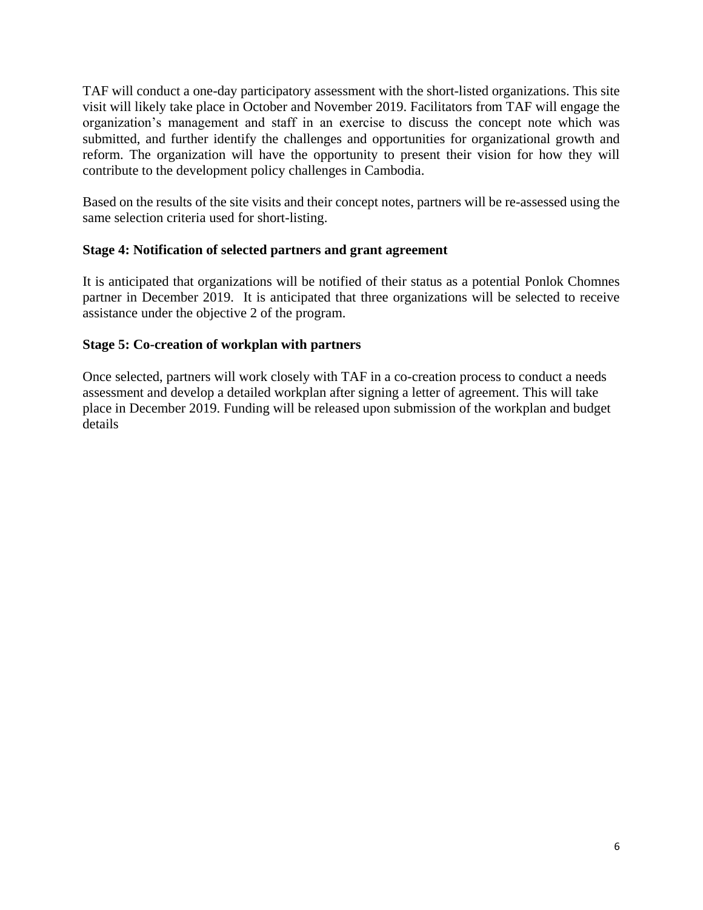TAF will conduct a one-day participatory assessment with the short-listed organizations. This site visit will likely take place in October and November 2019. Facilitators from TAF will engage the organization's management and staff in an exercise to discuss the concept note which was submitted, and further identify the challenges and opportunities for organizational growth and reform. The organization will have the opportunity to present their vision for how they will contribute to the development policy challenges in Cambodia.

Based on the results of the site visits and their concept notes, partners will be re-assessed using the same selection criteria used for short-listing.

**Stage 4: Notification of selected partners and grant agreement**

It is anticipated that organizations will be notified of their status as a potential Ponlok Chomnes partner in December 2019. It is anticipated that three organizations will be selected to receive assistance under the objective 2 of the program.

**Stage 5: Co-creation of workplan with partners**

Once selected, partners will work closely with TAF in a co-creation process to conduct a needs assessment and develop a detailed workplan after signing a letter of agreement. This will take place in December 2019. Funding will be released upon submission of the workplan and budget details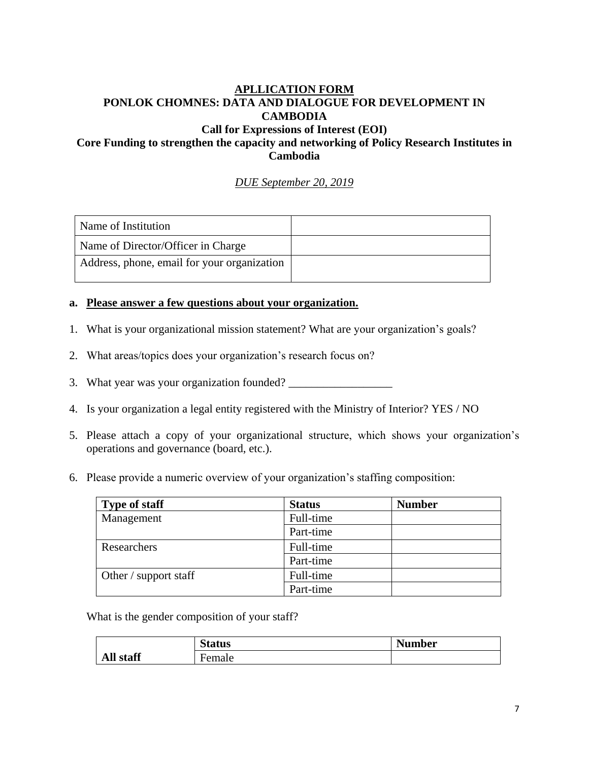# APLLICATION FORM

## PONLOK CHOMNES: DATA AND DIALOGUE FOR DEVELOPMENT IN CAMBODIA

### Call for Expressions of Interest (EOI)

### Core Funding to strengthen the capacity and networking of Policy Research Institutes in Cambodia

*DUE September 20, 2019*

| Name of Institution | |
|---|---|
| Name of Director/Officer in Charge | |
| Address, phone, email for your organization | |

**a. Please answer a few questions about your organization.**

1. What is your organizational mission statement? What are your organization's goals?
2. What areas/topics does your organization's research focus on?
3. What year was your organization founded? __________________
4. Is your organization a legal entity registered with the Ministry of Interior? YES / NO
5. Please attach a copy of your organizational structure, which shows your organization's operations and governance (board, etc.).
6. Please provide a numeric overview of your organization's staffing composition:

| Type of staff | Status | Number |
|---|---|---|
| Management | Full-time | |
| | Part-time | |
| Researchers | Full-time | |
| | Part-time | |
| Other / support staff | Full-time | |
| | Part-time | |

What is the gender composition of your staff?

| | Status | Number |
|---|---|---|
| **All staff** | Female | |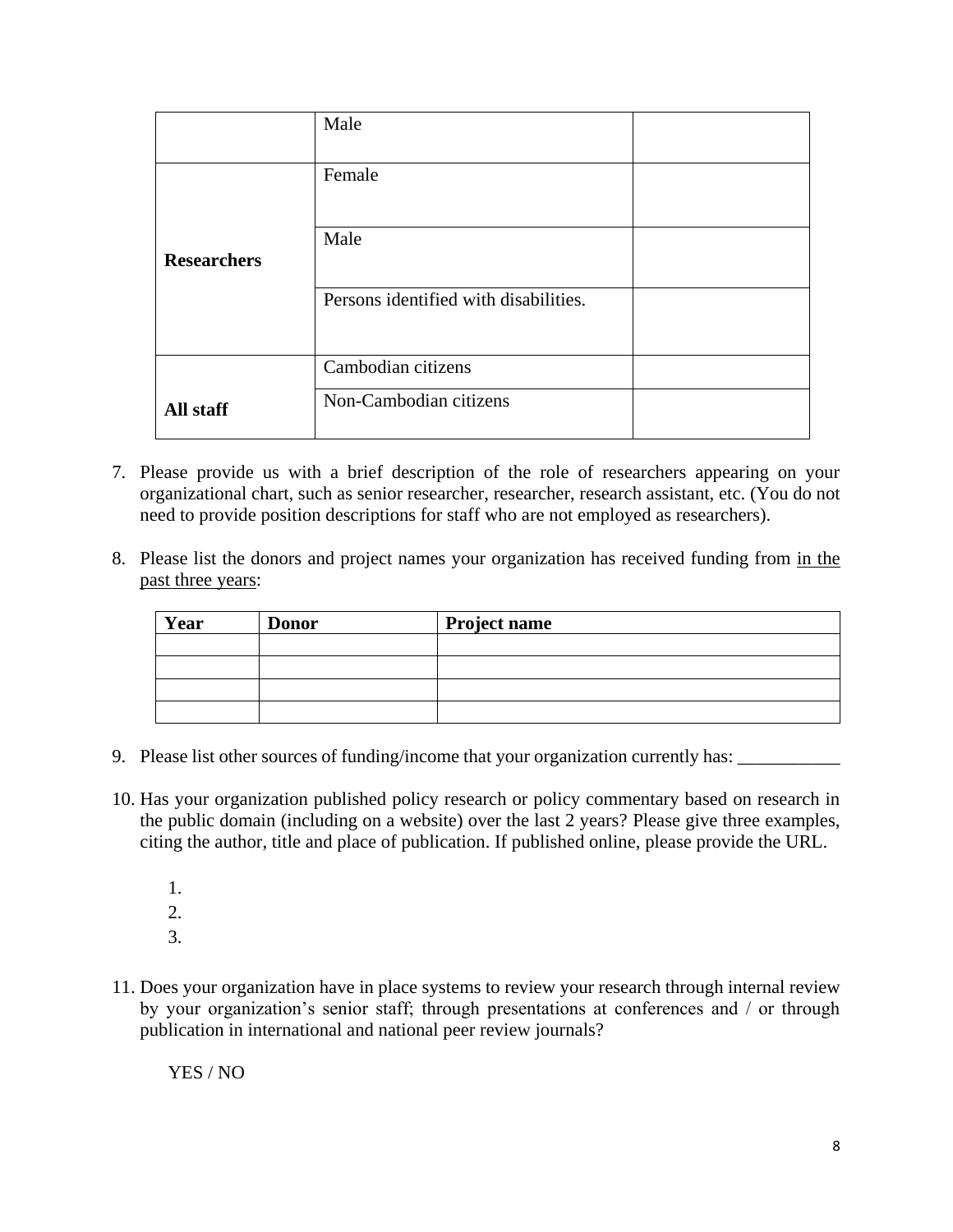| | | |
|---|---|---|
| | Male | |
| **Researchers** | Female | |
| | Male | |
| | Persons identified with disabilities. | |
| **All staff** | Cambodian citizens | |
| | Non-Cambodian citizens | |

7. Please provide us with a brief description of the role of researchers appearing on your organizational chart, such as senior researcher, researcher, research assistant, etc. (You do not need to provide position descriptions for staff who are not employed as researchers).

8. Please list the donors and project names your organization has received funding from in the past three years:

| **Year** | **Donor** | **Project name** |
|---|---|---|
| | | |
| | | |
| | | |
| | | |

9. Please list other sources of funding/income that your organization currently has: ___________

10. Has your organization published policy research or policy commentary based on research in the public domain (including on a website) over the last 2 years? Please give three examples, citing the author, title and place of publication. If published online, please provide the URL.

    1.
    2.
    3.

11. Does your organization have in place systems to review your research through internal review by your organization's senior staff; through presentations at conferences and / or through publication in international and national peer review journals?

    YES / NO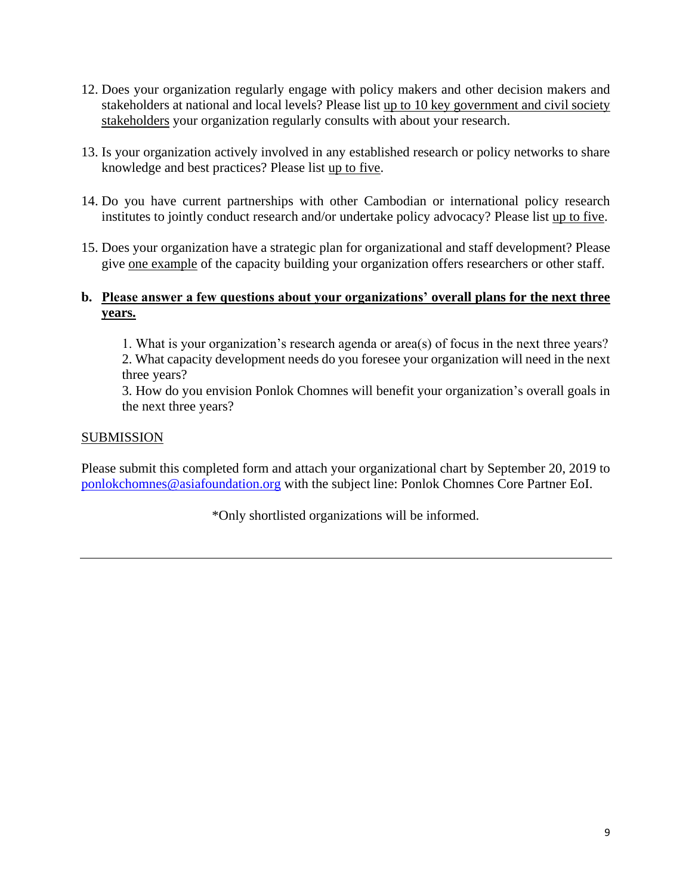12. Does your organization regularly engage with policy makers and other decision makers and stakeholders at national and local levels? Please list up to 10 key government and civil society stakeholders your organization regularly consults with about your research.

13. Is your organization actively involved in any established research or policy networks to share knowledge and best practices? Please list up to five.

14. Do you have current partnerships with other Cambodian or international policy research institutes to jointly conduct research and/or undertake policy advocacy? Please list up to five.

15. Does your organization have a strategic plan for organizational and staff development? Please give one example of the capacity building your organization offers researchers or other staff.

**b. Please answer a few questions about your organizations' overall plans for the next three years.**

1. What is your organization's research agenda or area(s) of focus in the next three years?
2. What capacity development needs do you foresee your organization will need in the next three years?
3. How do you envision Ponlok Chomnes will benefit your organization's overall goals in the next three years?

SUBMISSION

Please submit this completed form and attach your organizational chart by September 20, 2019 to ponlokchomnes@asiafoundation.org with the subject line: Ponlok Chomnes Core Partner EoI.

*Only shortlisted organizations will be informed.

---